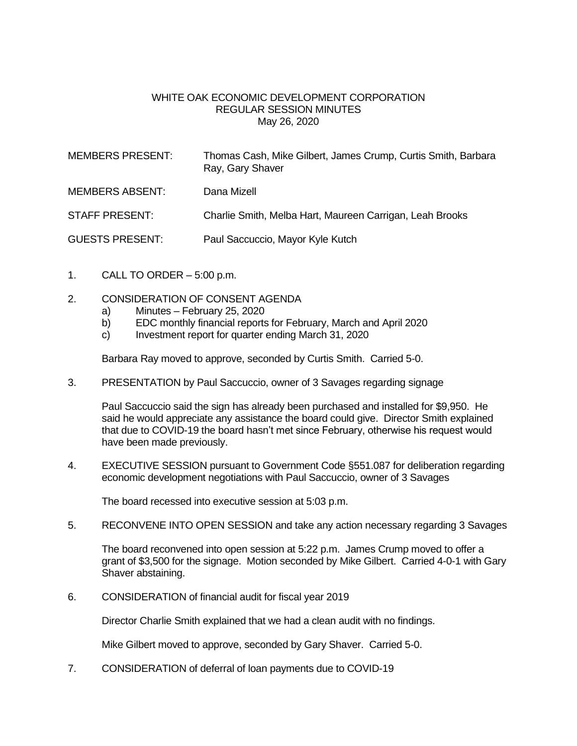WHITE OAK ECONOMIC DEVELOPMENT CORPORATION
REGULAR SESSION MINUTES
May 26, 2020

MEMBERS PRESENT: Thomas Cash, Mike Gilbert, James Crump, Curtis Smith, Barbara Ray, Gary Shaver

MEMBERS ABSENT: Dana Mizell

STAFF PRESENT: Charlie Smith, Melba Hart, Maureen Carrigan, Leah Brooks

GUESTS PRESENT: Paul Saccuccio, Mayor Kyle Kutch

1. CALL TO ORDER – 5:00 p.m.

2. CONSIDERATION OF CONSENT AGENDA
   a) Minutes – February 25, 2020
   b) EDC monthly financial reports for February, March and April 2020
   c) Investment report for quarter ending March 31, 2020

   Barbara Ray moved to approve, seconded by Curtis Smith. Carried 5-0.

3. PRESENTATION by Paul Saccuccio, owner of 3 Savages regarding signage

   Paul Saccuccio said the sign has already been purchased and installed for $9,950. He said he would appreciate any assistance the board could give. Director Smith explained that due to COVID-19 the board hasn't met since February, otherwise his request would have been made previously.

4. EXECUTIVE SESSION pursuant to Government Code §551.087 for deliberation regarding economic development negotiations with Paul Saccuccio, owner of 3 Savages

   The board recessed into executive session at 5:03 p.m.

5. RECONVENE INTO OPEN SESSION and take any action necessary regarding 3 Savages

   The board reconvened into open session at 5:22 p.m. James Crump moved to offer a grant of $3,500 for the signage. Motion seconded by Mike Gilbert. Carried 4-0-1 with Gary Shaver abstaining.

6. CONSIDERATION of financial audit for fiscal year 2019

   Director Charlie Smith explained that we had a clean audit with no findings.

   Mike Gilbert moved to approve, seconded by Gary Shaver. Carried 5-0.

7. CONSIDERATION of deferral of loan payments due to COVID-19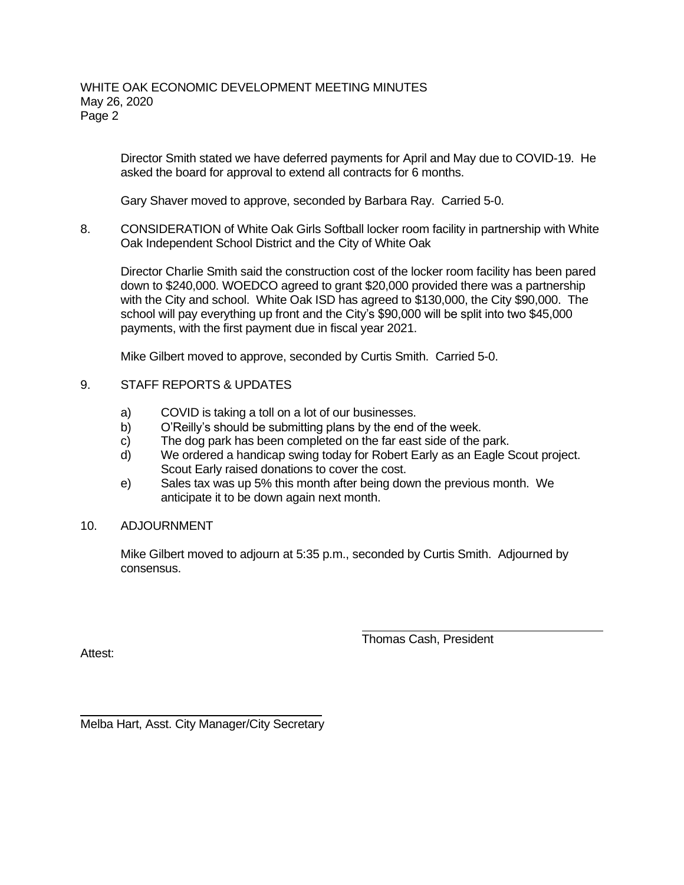Director Smith stated we have deferred payments for April and May due to COVID-19. He asked the board for approval to extend all contracts for 6 months.

Gary Shaver moved to approve, seconded by Barbara Ray. Carried 5-0.

8. CONSIDERATION of White Oak Girls Softball locker room facility in partnership with White Oak Independent School District and the City of White Oak

Director Charlie Smith said the construction cost of the locker room facility has been pared down to $240,000. WOEDCO agreed to grant $20,000 provided there was a partnership with the City and school. White Oak ISD has agreed to $130,000, the City $90,000. The school will pay everything up front and the City's $90,000 will be split into two $45,000 payments, with the first payment due in fiscal year 2021.

Mike Gilbert moved to approve, seconded by Curtis Smith. Carried 5-0.

9. STAFF REPORTS & UPDATES

a) COVID is taking a toll on a lot of our businesses.
b) O'Reilly's should be submitting plans by the end of the week.
c) The dog park has been completed on the far east side of the park.
d) We ordered a handicap swing today for Robert Early as an Eagle Scout project. Scout Early raised donations to cover the cost.
e) Sales tax was up 5% this month after being down the previous month. We anticipate it to be down again next month.

10. ADJOURNMENT

Mike Gilbert moved to adjourn at 5:35 p.m., seconded by Curtis Smith. Adjourned by consensus.

\_\_\_\_\_\_\_\_\_\_\_\_\_\_\_\_\_\_\_\_\_\_\_\_\_\_\_\_\_\_\_\_
Thomas Cash, President

Attest:

\_\_\_\_\_\_\_\_\_\_\_\_\_\_\_\_\_\_\_\_\_\_\_\_\_\_\_\_\_\_\_\_
Melba Hart, Asst. City Manager/City Secretary